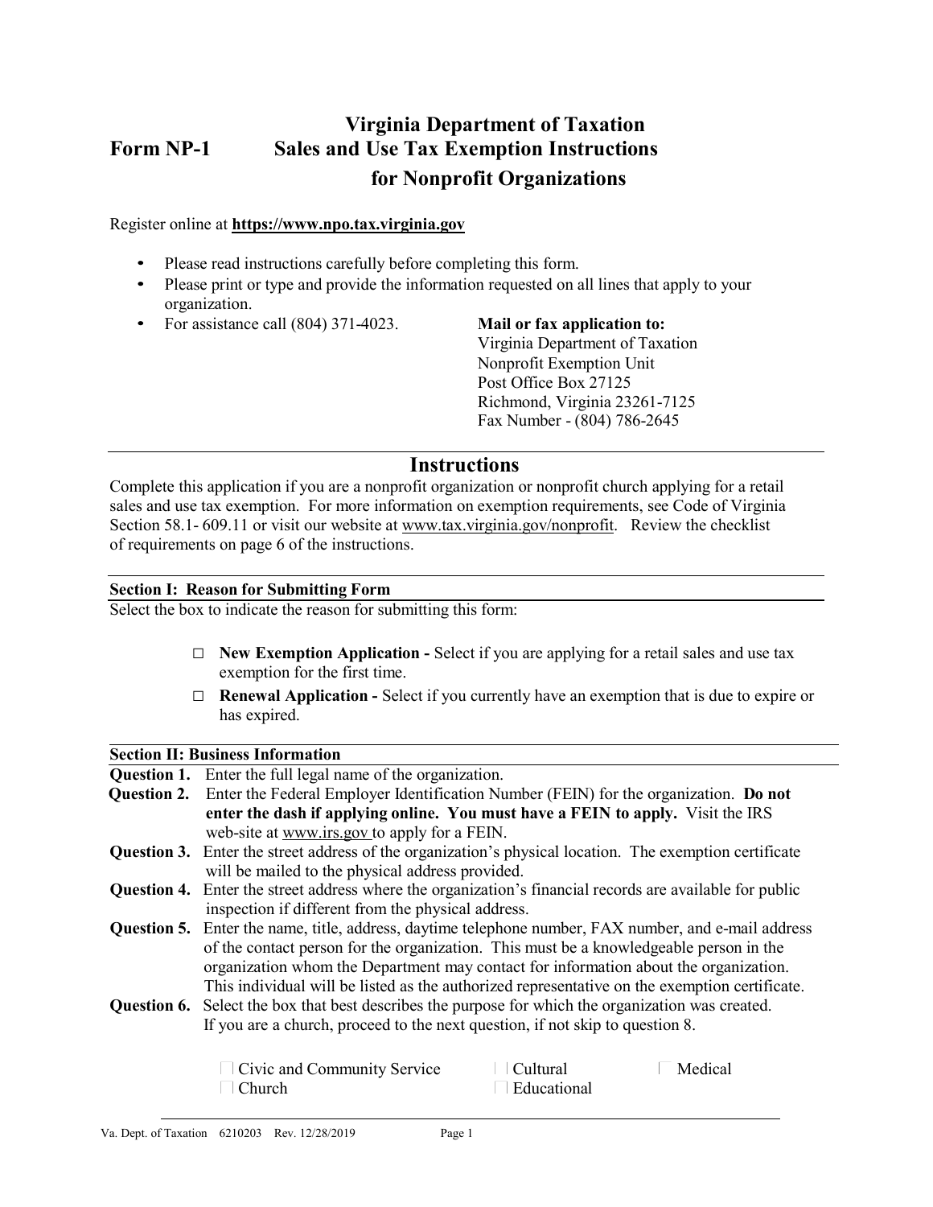# Form NP-1 Virginia Department of Taxation Sales and Use Tax Exemption Instructions for Nonprofit Organizations

Register online at **https://www.npo.tax.virginia.gov**

- Please read instructions carefully before completing this form.
- Please print or type and provide the information requested on all lines that apply to your organization.
- For assistance call (804) 371-4023.

**Mail or fax application to:**
Virginia Department of Taxation
Nonprofit Exemption Unit
Post Office Box 27125
Richmond, Virginia 23261-7125
Fax Number - (804) 786-2645

## Instructions

Complete this application if you are a nonprofit organization or nonprofit church applying for a retail sales and use tax exemption. For more information on exemption requirements, see Code of Virginia Section 58.1- 609.11 or visit our website at www.tax.virginia.gov/nonprofit. Review the checklist of requirements on page 6 of the instructions.

### Section I: Reason for Submitting Form

Select the box to indicate the reason for submitting this form:

- ☐ **New Exemption Application -** Select if you are applying for a retail sales and use tax exemption for the first time.
- ☐ **Renewal Application -** Select if you currently have an exemption that is due to expire or has expired.

### Section II: Business Information

**Question 1.** Enter the full legal name of the organization.

**Question 2.** Enter the Federal Employer Identification Number (FEIN) for the organization. **Do not enter the dash if applying online. You must have a FEIN to apply.** Visit the IRS web-site at www.irs.gov to apply for a FEIN.

**Question 3.** Enter the street address of the organization's physical location. The exemption certificate will be mailed to the physical address provided.

**Question 4.** Enter the street address where the organization's financial records are available for public inspection if different from the physical address.

**Question 5.** Enter the name, title, address, daytime telephone number, FAX number, and e-mail address of the contact person for the organization. This must be a knowledgeable person in the organization whom the Department may contact for information about the organization. This individual will be listed as the authorized representative on the exemption certificate.

**Question 6.** Select the box that best describes the purpose for which the organization was created. If you are a church, proceed to the next question, if not skip to question 8.

- ☐ Civic and Community Service
- ☐ Church
- ☐ Cultural
- ☐ Educational
- ☐ Medical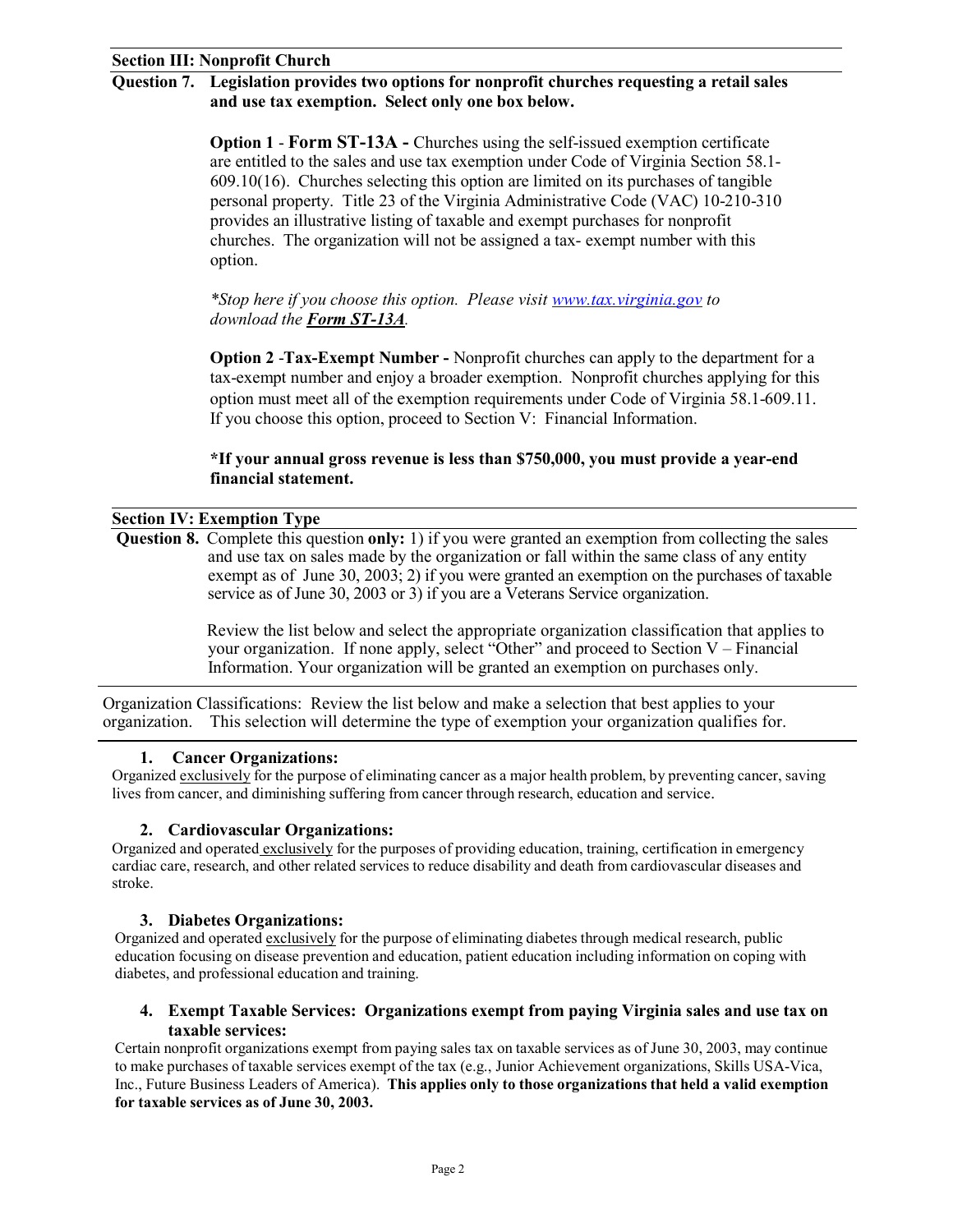## Section III: Nonprofit Church

**Question 7. Legislation provides two options for nonprofit churches requesting a retail sales and use tax exemption. Select only one box below.**

**Option 1** - **Form ST-13A -** Churches using the self-issued exemption certificate are entitled to the sales and use tax exemption under Code of Virginia Section 58.1-609.10(16). Churches selecting this option are limited on its purchases of tangible personal property. Title 23 of the Virginia Administrative Code (VAC) 10-210-310 provides an illustrative listing of taxable and exempt purchases for nonprofit churches. The organization will not be assigned a tax- exempt number with this option.

*\*Stop here if you choose this option. Please visit www.tax.virginia.gov to download the* ***Form ST-13A****.*

**Option 2** -**Tax-Exempt Number -** Nonprofit churches can apply to the department for a tax-exempt number and enjoy a broader exemption. Nonprofit churches applying for this option must meet all of the exemption requirements under Code of Virginia 58.1-609.11. If you choose this option, proceed to Section V: Financial Information.

**\*If your annual gross revenue is less than $750,000, you must provide a year-end financial statement.**

## Section IV: Exemption Type

**Question 8.** Complete this question **only:** 1) if you were granted an exemption from collecting the sales and use tax on sales made by the organization or fall within the same class of any entity exempt as of June 30, 2003; 2) if you were granted an exemption on the purchases of taxable service as of June 30, 2003 or 3) if you are a Veterans Service organization.

Review the list below and select the appropriate organization classification that applies to your organization. If none apply, select "Other" and proceed to Section V – Financial Information. Your organization will be granted an exemption on purchases only.

Organization Classifications: Review the list below and make a selection that best applies to your organization. This selection will determine the type of exemption your organization qualifies for.

**1. Cancer Organizations:**
Organized exclusively for the purpose of eliminating cancer as a major health problem, by preventing cancer, saving lives from cancer, and diminishing suffering from cancer through research, education and service.

**2. Cardiovascular Organizations:**
Organized and operated exclusively for the purposes of providing education, training, certification in emergency cardiac care, research, and other related services to reduce disability and death from cardiovascular diseases and stroke.

**3. Diabetes Organizations:**
Organized and operated exclusively for the purpose of eliminating diabetes through medical research, public education focusing on disease prevention and education, patient education including information on coping with diabetes, and professional education and training.

**4. Exempt Taxable Services: Organizations exempt from paying Virginia sales and use tax on taxable services:**
Certain nonprofit organizations exempt from paying sales tax on taxable services as of June 30, 2003, may continue to make purchases of taxable services exempt of the tax (e.g., Junior Achievement organizations, Skills USA-Vica, Inc., Future Business Leaders of America). **This applies only to those organizations that held a valid exemption for taxable services as of June 30, 2003.**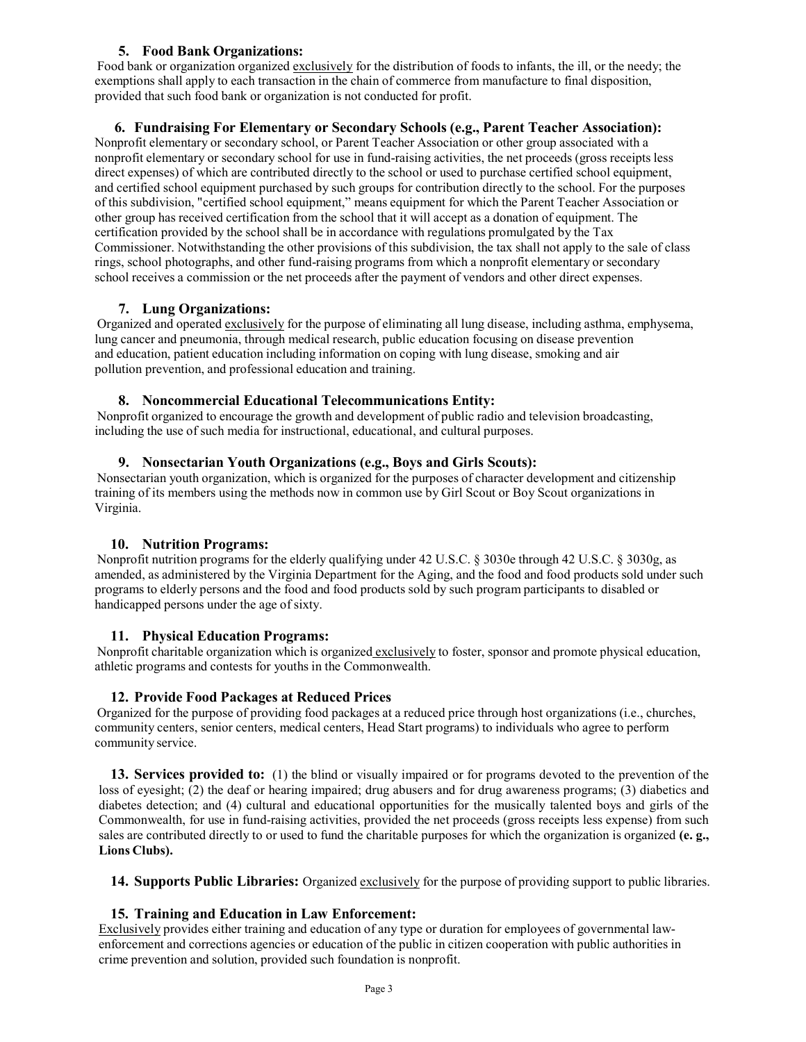### 5. Food Bank Organizations:

Food bank or organization organized exclusively for the distribution of foods to infants, the ill, or the needy; the exemptions shall apply to each transaction in the chain of commerce from manufacture to final disposition, provided that such food bank or organization is not conducted for profit.

### 6. Fundraising For Elementary or Secondary Schools (e.g., Parent Teacher Association):

Nonprofit elementary or secondary school, or Parent Teacher Association or other group associated with a nonprofit elementary or secondary school for use in fund-raising activities, the net proceeds (gross receipts less direct expenses) of which are contributed directly to the school or used to purchase certified school equipment, and certified school equipment purchased by such groups for contribution directly to the school. For the purposes of this subdivision, "certified school equipment," means equipment for which the Parent Teacher Association or other group has received certification from the school that it will accept as a donation of equipment. The certification provided by the school shall be in accordance with regulations promulgated by the Tax Commissioner. Notwithstanding the other provisions of this subdivision, the tax shall not apply to the sale of class rings, school photographs, and other fund-raising programs from which a nonprofit elementary or secondary school receives a commission or the net proceeds after the payment of vendors and other direct expenses.

### 7. Lung Organizations:

Organized and operated exclusively for the purpose of eliminating all lung disease, including asthma, emphysema, lung cancer and pneumonia, through medical research, public education focusing on disease prevention and education, patient education including information on coping with lung disease, smoking and air pollution prevention, and professional education and training.

### 8. Noncommercial Educational Telecommunications Entity:

Nonprofit organized to encourage the growth and development of public radio and television broadcasting, including the use of such media for instructional, educational, and cultural purposes.

### 9. Nonsectarian Youth Organizations (e.g., Boys and Girls Scouts):

Nonsectarian youth organization, which is organized for the purposes of character development and citizenship training of its members using the methods now in common use by Girl Scout or Boy Scout organizations in Virginia.

### 10. Nutrition Programs:

Nonprofit nutrition programs for the elderly qualifying under 42 U.S.C. § 3030e through 42 U.S.C. § 3030g, as amended, as administered by the Virginia Department for the Aging, and the food and food products sold under such programs to elderly persons and the food and food products sold by such program participants to disabled or handicapped persons under the age of sixty.

### 11. Physical Education Programs:

Nonprofit charitable organization which is organized exclusively to foster, sponsor and promote physical education, athletic programs and contests for youths in the Commonwealth.

### 12. Provide Food Packages at Reduced Prices

Organized for the purpose of providing food packages at a reduced price through host organizations (i.e., churches, community centers, senior centers, medical centers, Head Start programs) to individuals who agree to perform community service.

**13. Services provided to:** (1) the blind or visually impaired or for programs devoted to the prevention of the loss of eyesight; (2) the deaf or hearing impaired; drug abusers and for drug awareness programs; (3) diabetics and diabetes detection; and (4) cultural and educational opportunities for the musically talented boys and girls of the Commonwealth, for use in fund-raising activities, provided the net proceeds (gross receipts less expense) from such sales are contributed directly to or used to fund the charitable purposes for which the organization is organized **(e. g., Lions Clubs).**

**14. Supports Public Libraries:** Organized exclusively for the purpose of providing support to public libraries.

### 15. Training and Education in Law Enforcement:

Exclusively provides either training and education of any type or duration for employees of governmental law-enforcement and corrections agencies or education of the public in citizen cooperation with public authorities in crime prevention and solution, provided such foundation is nonprofit.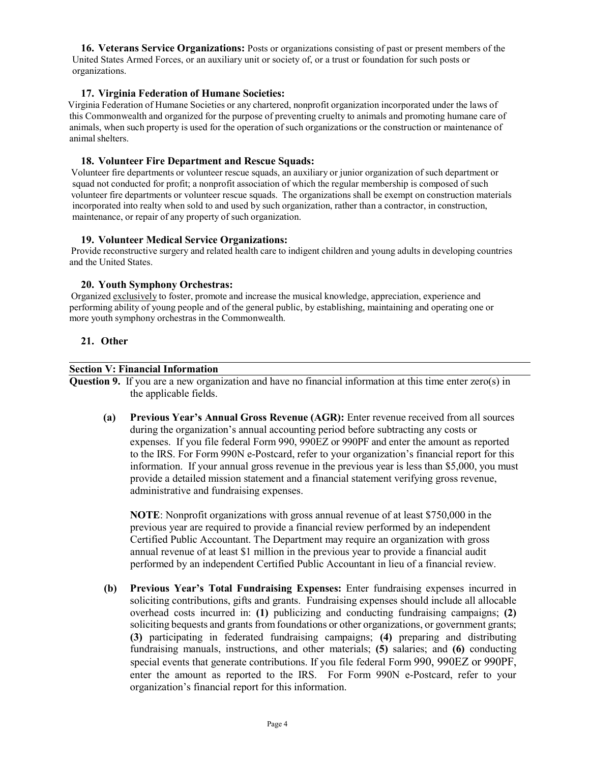**16. Veterans Service Organizations:** Posts or organizations consisting of past or present members of the United States Armed Forces, or an auxiliary unit or society of, or a trust or foundation for such posts or organizations.

**17. Virginia Federation of Humane Societies:**

Virginia Federation of Humane Societies or any chartered, nonprofit organization incorporated under the laws of this Commonwealth and organized for the purpose of preventing cruelty to animals and promoting humane care of animals, when such property is used for the operation of such organizations or the construction or maintenance of animal shelters.

**18. Volunteer Fire Department and Rescue Squads:**

Volunteer fire departments or volunteer rescue squads, an auxiliary or junior organization of such department or squad not conducted for profit; a nonprofit association of which the regular membership is composed of such volunteer fire departments or volunteer rescue squads. The organizations shall be exempt on construction materials incorporated into realty when sold to and used by such organization, rather than a contractor, in construction, maintenance, or repair of any property of such organization.

**19. Volunteer Medical Service Organizations:**

Provide reconstructive surgery and related health care to indigent children and young adults in developing countries and the United States.

**20. Youth Symphony Orchestras:**

Organized <u>exclusively</u> to foster, promote and increase the musical knowledge, appreciation, experience and performing ability of young people and of the general public, by establishing, maintaining and operating one or more youth symphony orchestras in the Commonwealth.

**21. Other**

## Section V: Financial Information

**Question 9.** If you are a new organization and have no financial information at this time enter zero(s) in the applicable fields.

**(a) Previous Year's Annual Gross Revenue (AGR):** Enter revenue received from all sources during the organization's annual accounting period before subtracting any costs or expenses. If you file federal Form 990, 990EZ or 990PF and enter the amount as reported to the IRS. For Form 990N e-Postcard, refer to your organization's financial report for this information. If your annual gross revenue in the previous year is less than $5,000, you must provide a detailed mission statement and a financial statement verifying gross revenue, administrative and fundraising expenses.

**NOTE**: Nonprofit organizations with gross annual revenue of at least $750,000 in the previous year are required to provide a financial review performed by an independent Certified Public Accountant. The Department may require an organization with gross annual revenue of at least $1 million in the previous year to provide a financial audit performed by an independent Certified Public Accountant in lieu of a financial review.

**(b) Previous Year's Total Fundraising Expenses:** Enter fundraising expenses incurred in soliciting contributions, gifts and grants. Fundraising expenses should include all allocable overhead costs incurred in: **(1)** publicizing and conducting fundraising campaigns; **(2)** soliciting bequests and grants from foundations or other organizations, or government grants; **(3)** participating in federated fundraising campaigns; **(4)** preparing and distributing fundraising manuals, instructions, and other materials; **(5)** salaries; and **(6)** conducting special events that generate contributions. If you file federal Form 990, 990EZ or 990PF, enter the amount as reported to the IRS. For Form 990N e-Postcard, refer to your organization's financial report for this information.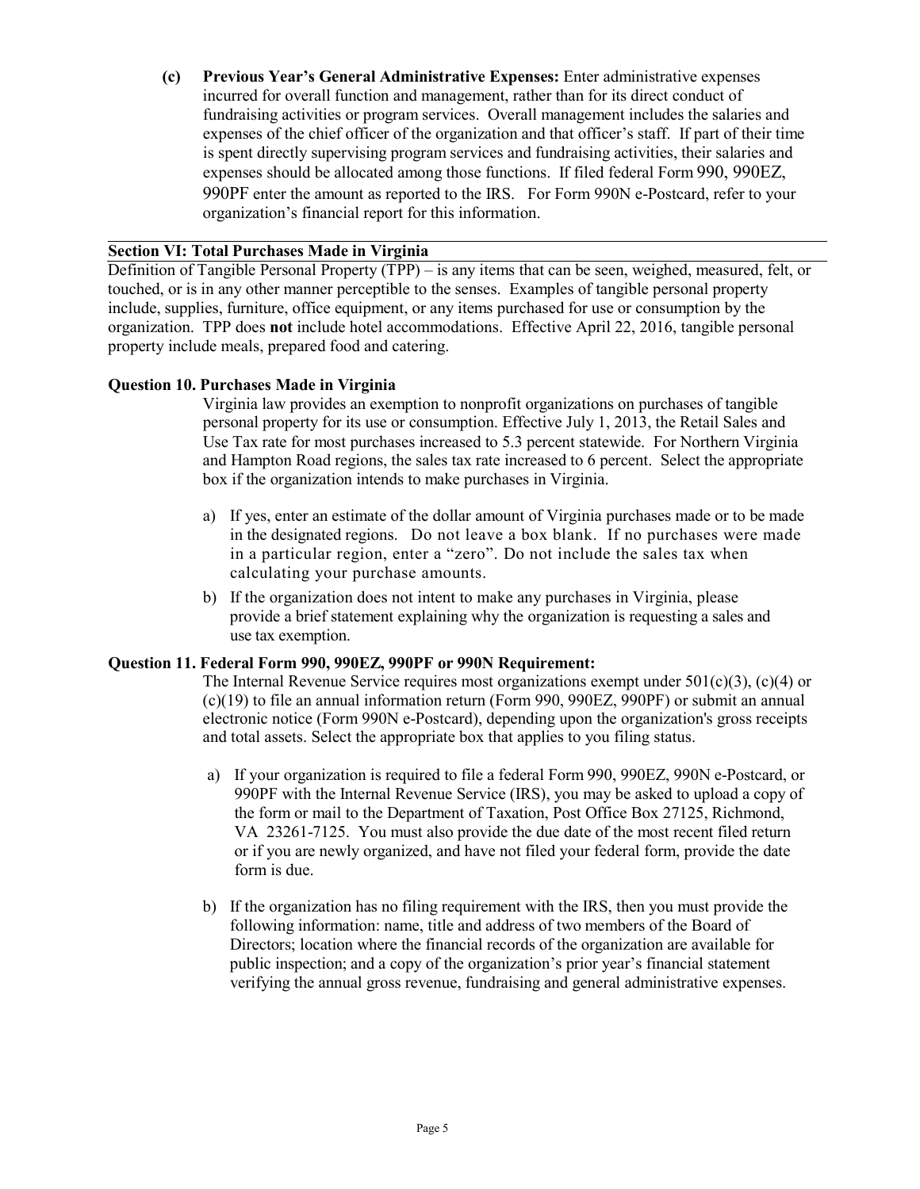**(c) Previous Year's General Administrative Expenses:** Enter administrative expenses incurred for overall function and management, rather than for its direct conduct of fundraising activities or program services. Overall management includes the salaries and expenses of the chief officer of the organization and that officer's staff. If part of their time is spent directly supervising program services and fundraising activities, their salaries and expenses should be allocated among those functions. If filed federal Form 990, 990EZ, 990PF enter the amount as reported to the IRS. For Form 990N e-Postcard, refer to your organization's financial report for this information.

## Section VI: Total Purchases Made in Virginia

Definition of Tangible Personal Property (TPP) – is any items that can be seen, weighed, measured, felt, or touched, or is in any other manner perceptible to the senses. Examples of tangible personal property include, supplies, furniture, office equipment, or any items purchased for use or consumption by the organization. TPP does **not** include hotel accommodations. Effective April 22, 2016, tangible personal property include meals, prepared food and catering.

### Question 10. Purchases Made in Virginia

Virginia law provides an exemption to nonprofit organizations on purchases of tangible personal property for its use or consumption. Effective July 1, 2013, the Retail Sales and Use Tax rate for most purchases increased to 5.3 percent statewide. For Northern Virginia and Hampton Road regions, the sales tax rate increased to 6 percent. Select the appropriate box if the organization intends to make purchases in Virginia.

a) If yes, enter an estimate of the dollar amount of Virginia purchases made or to be made in the designated regions. Do not leave a box blank. If no purchases were made in a particular region, enter a "zero". Do not include the sales tax when calculating your purchase amounts.

b) If the organization does not intent to make any purchases in Virginia, please provide a brief statement explaining why the organization is requesting a sales and use tax exemption.

### Question 11. Federal Form 990, 990EZ, 990PF or 990N Requirement:

The Internal Revenue Service requires most organizations exempt under 501(c)(3), (c)(4) or (c)(19) to file an annual information return (Form 990, 990EZ, 990PF) or submit an annual electronic notice (Form 990N e-Postcard), depending upon the organization's gross receipts and total assets. Select the appropriate box that applies to you filing status.

a) If your organization is required to file a federal Form 990, 990EZ, 990N e-Postcard, or 990PF with the Internal Revenue Service (IRS), you may be asked to upload a copy of the form or mail to the Department of Taxation, Post Office Box 27125, Richmond, VA 23261-7125. You must also provide the due date of the most recent filed return or if you are newly organized, and have not filed your federal form, provide the date form is due.

b) If the organization has no filing requirement with the IRS, then you must provide the following information: name, title and address of two members of the Board of Directors; location where the financial records of the organization are available for public inspection; and a copy of the organization's prior year's financial statement verifying the annual gross revenue, fundraising and general administrative expenses.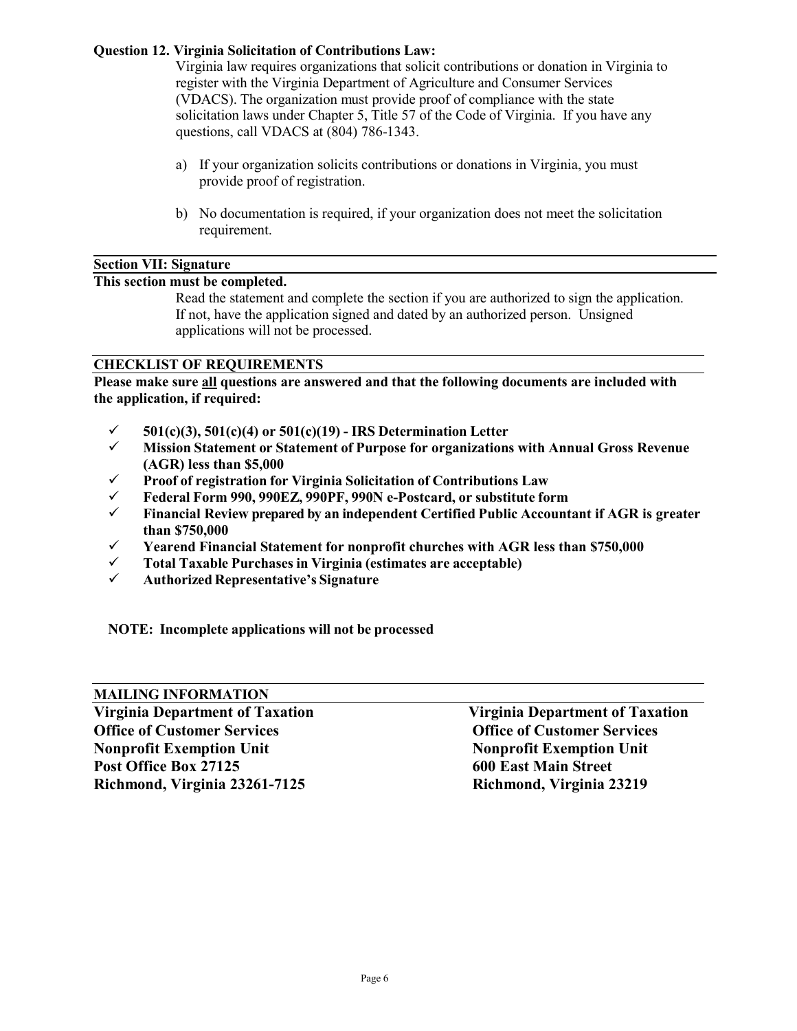**Question 12. Virginia Solicitation of Contributions Law:**

Virginia law requires organizations that solicit contributions or donation in Virginia to register with the Virginia Department of Agriculture and Consumer Services (VDACS). The organization must provide proof of compliance with the state solicitation laws under Chapter 5, Title 57 of the Code of Virginia. If you have any questions, call VDACS at (804) 786-1343.

a) If your organization solicits contributions or donations in Virginia, you must provide proof of registration.

b) No documentation is required, if your organization does not meet the solicitation requirement.

## Section VII: Signature

**This section must be completed.**

Read the statement and complete the section if you are authorized to sign the application. If not, have the application signed and dated by an authorized person. Unsigned applications will not be processed.

## CHECKLIST OF REQUIREMENTS

**Please make sure all questions are answered and that the following documents are included with the application, if required:**

- ✓ **501(c)(3), 501(c)(4) or 501(c)(19) - IRS Determination Letter**
- ✓ **Mission Statement or Statement of Purpose for organizations with Annual Gross Revenue (AGR) less than $5,000**
- ✓ **Proof of registration for Virginia Solicitation of Contributions Law**
- ✓ **Federal Form 990, 990EZ, 990PF, 990N e-Postcard, or substitute form**
- ✓ **Financial Review prepared by an independent Certified Public Accountant if AGR is greater than $750,000**
- ✓ **Yearend Financial Statement for nonprofit churches with AGR less than $750,000**
- ✓ **Total Taxable Purchases in Virginia (estimates are acceptable)**
- ✓ **Authorized Representative's Signature**

**NOTE: Incomplete applications will not be processed**

## MAILING INFORMATION

**Virginia Department of Taxation**
**Office of Customer Services**
**Nonprofit Exemption Unit**
**Post Office Box 27125**
**Richmond, Virginia 23261-7125**

**Virginia Department of Taxation**
**Office of Customer Services**
**Nonprofit Exemption Unit**
**600 East Main Street**
**Richmond, Virginia 23219**